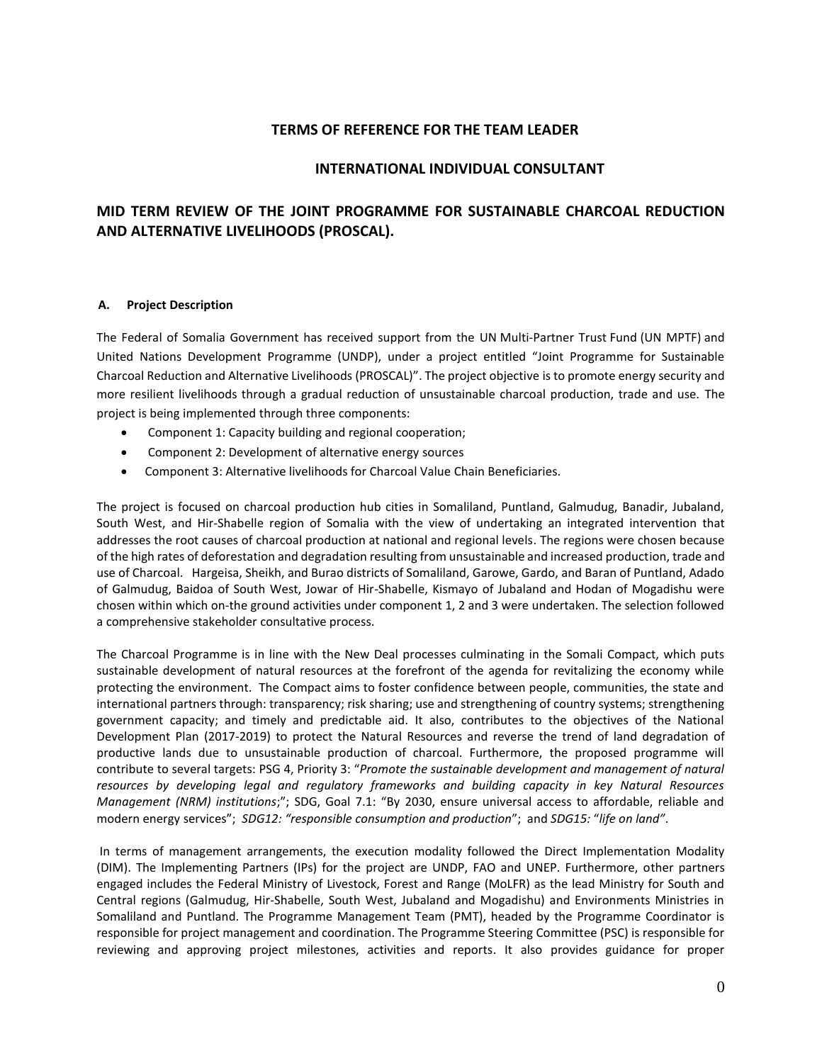**TERMS OF REFERENCE FOR THE TEAM LEADER**

**INTERNATIONAL INDIVIDUAL CONSULTANT**

# MID TERM REVIEW OF THE JOINT PROGRAMME FOR SUSTAINABLE CHARCOAL REDUCTION AND ALTERNATIVE LIVELIHOODS (PROSCAL).

## A. Project Description

The Federal of Somalia Government has received support from the UN Multi-Partner Trust Fund (UN MPTF) and United Nations Development Programme (UNDP), under a project entitled "Joint Programme for Sustainable Charcoal Reduction and Alternative Livelihoods (PROSCAL)". The project objective is to promote energy security and more resilient livelihoods through a gradual reduction of unsustainable charcoal production, trade and use. The project is being implemented through three components:

- Component 1: Capacity building and regional cooperation;
- Component 2: Development of alternative energy sources
- Component 3: Alternative livelihoods for Charcoal Value Chain Beneficiaries.

The project is focused on charcoal production hub cities in Somaliland, Puntland, Galmudug, Banadir, Jubaland, South West, and Hir-Shabelle region of Somalia with the view of undertaking an integrated intervention that addresses the root causes of charcoal production at national and regional levels. The regions were chosen because of the high rates of deforestation and degradation resulting from unsustainable and increased production, trade and use of Charcoal. Hargeisa, Sheikh, and Burao districts of Somaliland, Garowe, Gardo, and Baran of Puntland, Adado of Galmudug, Baidoa of South West, Jowar of Hir-Shabelle, Kismayo of Jubaland and Hodan of Mogadishu were chosen within which on-the ground activities under component 1, 2 and 3 were undertaken. The selection followed a comprehensive stakeholder consultative process.

The Charcoal Programme is in line with the New Deal processes culminating in the Somali Compact, which puts sustainable development of natural resources at the forefront of the agenda for revitalizing the economy while protecting the environment. The Compact aims to foster confidence between people, communities, the state and international partners through: transparency; risk sharing; use and strengthening of country systems; strengthening government capacity; and timely and predictable aid. It also, contributes to the objectives of the National Development Plan (2017-2019) to protect the Natural Resources and reverse the trend of land degradation of productive lands due to unsustainable production of charcoal. Furthermore, the proposed programme will contribute to several targets: PSG 4, Priority 3: "*Promote the sustainable development and management of natural resources by developing legal and regulatory frameworks and building capacity in key Natural Resources Management (NRM) institutions*;"; SDG, Goal 7.1: "By 2030, ensure universal access to affordable, reliable and modern energy services"; *SDG12: "responsible consumption and production*"; and *SDG15:* "*life on land"*.

In terms of management arrangements, the execution modality followed the Direct Implementation Modality (DIM). The Implementing Partners (IPs) for the project are UNDP, FAO and UNEP. Furthermore, other partners engaged includes the Federal Ministry of Livestock, Forest and Range (MoLFR) as the lead Ministry for South and Central regions (Galmudug, Hir-Shabelle, South West, Jubaland and Mogadishu) and Environments Ministries in Somaliland and Puntland. The Programme Management Team (PMT), headed by the Programme Coordinator is responsible for project management and coordination. The Programme Steering Committee (PSC) is responsible for reviewing and approving project milestones, activities and reports. It also provides guidance for proper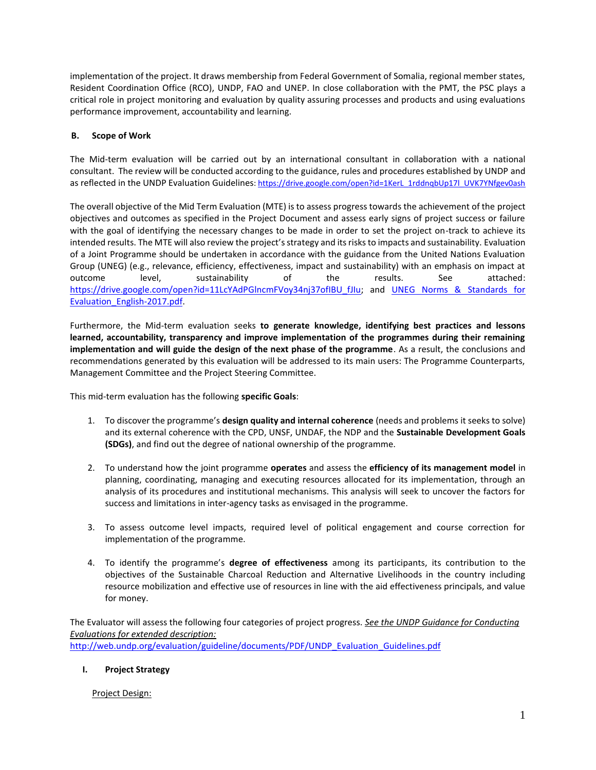implementation of the project. It draws membership from Federal Government of Somalia, regional member states, Resident Coordination Office (RCO), UNDP, FAO and UNEP. In close collaboration with the PMT, the PSC plays a critical role in project monitoring and evaluation by quality assuring processes and products and using evaluations performance improvement, accountability and learning.

## B. Scope of Work

The Mid-term evaluation will be carried out by an international consultant in collaboration with a national consultant. The review will be conducted according to the guidance, rules and procedures established by UNDP and as reflected in the UNDP Evaluation Guidelines: https://drive.google.com/open?id=1KerL_1rddnqbUp17l_UVK7YNfgev0ash

The overall objective of the Mid Term Evaluation (MTE) is to assess progress towards the achievement of the project objectives and outcomes as specified in the Project Document and assess early signs of project success or failure with the goal of identifying the necessary changes to be made in order to set the project on-track to achieve its intended results. The MTE will also review the project's strategy and its risks to impacts and sustainability. Evaluation of a Joint Programme should be undertaken in accordance with the guidance from the United Nations Evaluation Group (UNEG) (e.g., relevance, efficiency, effectiveness, impact and sustainability) with an emphasis on impact at outcome level, sustainability of the results. See attached: https://drive.google.com/open?id=11LcYAdPGlncmFVoy34nj37oflBU_fJlu; and UNEG Norms & Standards for Evaluation_English-2017.pdf.

Furthermore, the Mid-term evaluation seeks **to generate knowledge, identifying best practices and lessons learned, accountability, transparency and improve implementation of the programmes during their remaining implementation and will guide the design of the next phase of the programme**. As a result, the conclusions and recommendations generated by this evaluation will be addressed to its main users: The Programme Counterparts, Management Committee and the Project Steering Committee.

This mid-term evaluation has the following **specific Goals**:

1. To discover the programme's **design quality and internal coherence** (needs and problems it seeks to solve) and its external coherence with the CPD, UNSF, UNDAF, the NDP and the **Sustainable Development Goals (SDGs)**, and find out the degree of national ownership of the programme.

2. To understand how the joint programme **operates** and assess the **efficiency of its management model** in planning, coordinating, managing and executing resources allocated for its implementation, through an analysis of its procedures and institutional mechanisms. This analysis will seek to uncover the factors for success and limitations in inter-agency tasks as envisaged in the programme.

3. To assess outcome level impacts, required level of political engagement and course correction for implementation of the programme.

4. To identify the programme's **degree of effectiveness** among its participants, its contribution to the objectives of the Sustainable Charcoal Reduction and Alternative Livelihoods in the country including resource mobilization and effective use of resources in line with the aid effectiveness principals, and value for money.

The Evaluator will assess the following four categories of project progress. *See the UNDP Guidance for Conducting Evaluations for extended description:* http://web.undp.org/evaluation/guideline/documents/PDF/UNDP_Evaluation_Guidelines.pdf

### I. Project Strategy

Project Design: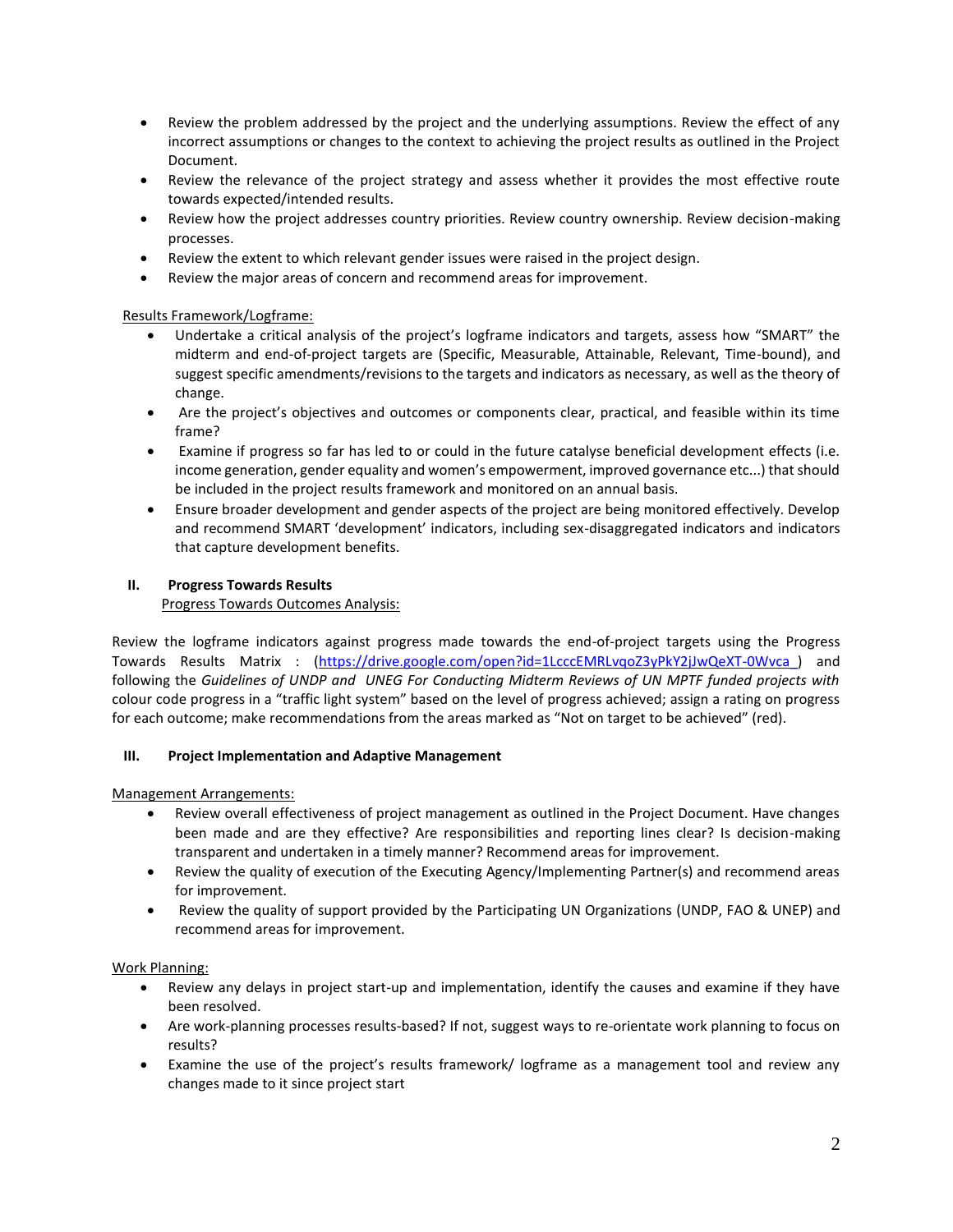- Review the problem addressed by the project and the underlying assumptions. Review the effect of any incorrect assumptions or changes to the context to achieving the project results as outlined in the Project Document.
- Review the relevance of the project strategy and assess whether it provides the most effective route towards expected/intended results.
- Review how the project addresses country priorities. Review country ownership. Review decision-making processes.
- Review the extent to which relevant gender issues were raised in the project design.
- Review the major areas of concern and recommend areas for improvement.

Results Framework/Logframe:

- Undertake a critical analysis of the project's logframe indicators and targets, assess how "SMART" the midterm and end-of-project targets are (Specific, Measurable, Attainable, Relevant, Time-bound), and suggest specific amendments/revisions to the targets and indicators as necessary, as well as the theory of change.
- Are the project's objectives and outcomes or components clear, practical, and feasible within its time frame?
- Examine if progress so far has led to or could in the future catalyse beneficial development effects (i.e. income generation, gender equality and women's empowerment, improved governance etc...) that should be included in the project results framework and monitored on an annual basis.
- Ensure broader development and gender aspects of the project are being monitored effectively. Develop and recommend SMART 'development' indicators, including sex-disaggregated indicators and indicators that capture development benefits.

## II. Progress Towards Results

Progress Towards Outcomes Analysis:

Review the logframe indicators against progress made towards the end-of-project targets using the Progress Towards Results Matrix : (https://drive.google.com/open?id=1LcccEMRLvqoZ3yPkY2jJwQeXT-0Wvca_) and following the *Guidelines of UNDP and UNEG For Conducting Midterm Reviews of UN MPTF funded projects with* colour code progress in a "traffic light system" based on the level of progress achieved; assign a rating on progress for each outcome; make recommendations from the areas marked as "Not on target to be achieved" (red).

## III. Project Implementation and Adaptive Management

Management Arrangements:

- Review overall effectiveness of project management as outlined in the Project Document. Have changes been made and are they effective? Are responsibilities and reporting lines clear? Is decision-making transparent and undertaken in a timely manner? Recommend areas for improvement.
- Review the quality of execution of the Executing Agency/Implementing Partner(s) and recommend areas for improvement.
- Review the quality of support provided by the Participating UN Organizations (UNDP, FAO & UNEP) and recommend areas for improvement.

Work Planning:

- Review any delays in project start-up and implementation, identify the causes and examine if they have been resolved.
- Are work-planning processes results-based? If not, suggest ways to re-orientate work planning to focus on results?
- Examine the use of the project's results framework/ logframe as a management tool and review any changes made to it since project start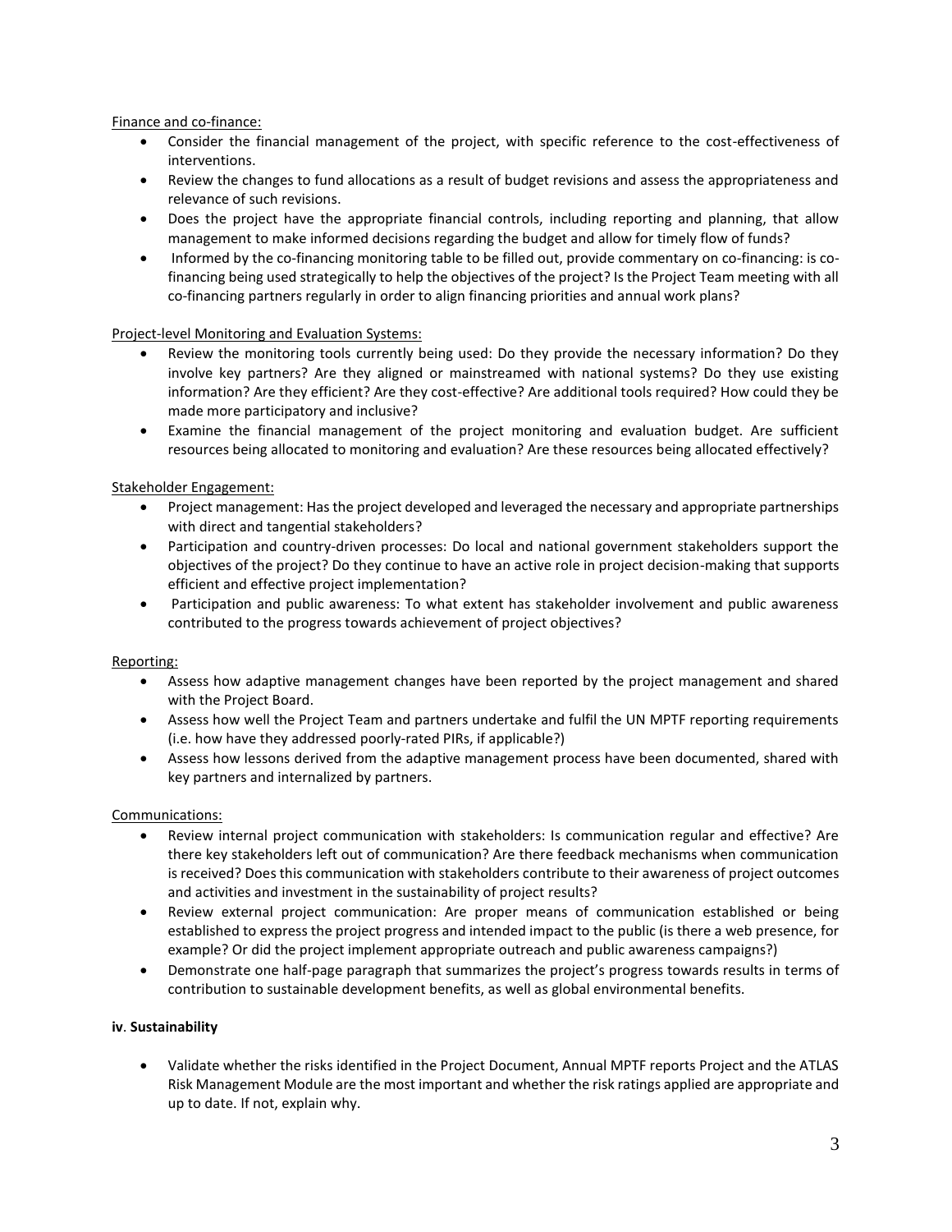Finance and co-finance:

- Consider the financial management of the project, with specific reference to the cost-effectiveness of interventions.
- Review the changes to fund allocations as a result of budget revisions and assess the appropriateness and relevance of such revisions.
- Does the project have the appropriate financial controls, including reporting and planning, that allow management to make informed decisions regarding the budget and allow for timely flow of funds?
- Informed by the co-financing monitoring table to be filled out, provide commentary on co-financing: is co-financing being used strategically to help the objectives of the project? Is the Project Team meeting with all co-financing partners regularly in order to align financing priorities and annual work plans?

Project-level Monitoring and Evaluation Systems:

- Review the monitoring tools currently being used: Do they provide the necessary information? Do they involve key partners? Are they aligned or mainstreamed with national systems? Do they use existing information? Are they efficient? Are they cost-effective? Are additional tools required? How could they be made more participatory and inclusive?
- Examine the financial management of the project monitoring and evaluation budget. Are sufficient resources being allocated to monitoring and evaluation? Are these resources being allocated effectively?

Stakeholder Engagement:

- Project management: Has the project developed and leveraged the necessary and appropriate partnerships with direct and tangential stakeholders?
- Participation and country-driven processes: Do local and national government stakeholders support the objectives of the project? Do they continue to have an active role in project decision-making that supports efficient and effective project implementation?
- Participation and public awareness: To what extent has stakeholder involvement and public awareness contributed to the progress towards achievement of project objectives?

Reporting:

- Assess how adaptive management changes have been reported by the project management and shared with the Project Board.
- Assess how well the Project Team and partners undertake and fulfil the UN MPTF reporting requirements (i.e. how have they addressed poorly-rated PIRs, if applicable?)
- Assess how lessons derived from the adaptive management process have been documented, shared with key partners and internalized by partners.

Communications:

- Review internal project communication with stakeholders: Is communication regular and effective? Are there key stakeholders left out of communication? Are there feedback mechanisms when communication is received? Does this communication with stakeholders contribute to their awareness of project outcomes and activities and investment in the sustainability of project results?
- Review external project communication: Are proper means of communication established or being established to express the project progress and intended impact to the public (is there a web presence, for example? Or did the project implement appropriate outreach and public awareness campaigns?)
- Demonstrate one half-page paragraph that summarizes the project's progress towards results in terms of contribution to sustainable development benefits, as well as global environmental benefits.

**iv**. **Sustainability**

- Validate whether the risks identified in the Project Document, Annual MPTF reports Project and the ATLAS Risk Management Module are the most important and whether the risk ratings applied are appropriate and up to date. If not, explain why.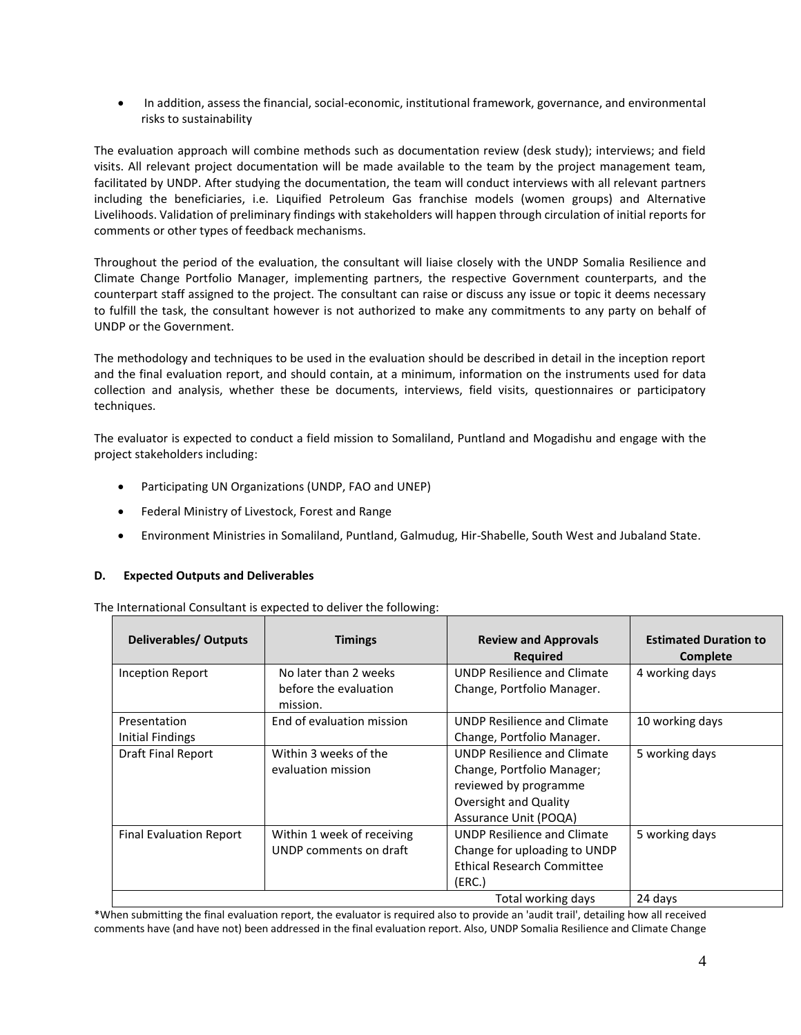- In addition, assess the financial, social-economic, institutional framework, governance, and environmental risks to sustainability

The evaluation approach will combine methods such as documentation review (desk study); interviews; and field visits. All relevant project documentation will be made available to the team by the project management team, facilitated by UNDP. After studying the documentation, the team will conduct interviews with all relevant partners including the beneficiaries, i.e. Liquified Petroleum Gas franchise models (women groups) and Alternative Livelihoods. Validation of preliminary findings with stakeholders will happen through circulation of initial reports for comments or other types of feedback mechanisms.

Throughout the period of the evaluation, the consultant will liaise closely with the UNDP Somalia Resilience and Climate Change Portfolio Manager, implementing partners, the respective Government counterparts, and the counterpart staff assigned to the project. The consultant can raise or discuss any issue or topic it deems necessary to fulfill the task, the consultant however is not authorized to make any commitments to any party on behalf of UNDP or the Government.

The methodology and techniques to be used in the evaluation should be described in detail in the inception report and the final evaluation report, and should contain, at a minimum, information on the instruments used for data collection and analysis, whether these be documents, interviews, field visits, questionnaires or participatory techniques.

The evaluator is expected to conduct a field mission to Somaliland, Puntland and Mogadishu and engage with the project stakeholders including:

- Participating UN Organizations (UNDP, FAO and UNEP)
- Federal Ministry of Livestock, Forest and Range
- Environment Ministries in Somaliland, Puntland, Galmudug, Hir-Shabelle, South West and Jubaland State.

#### D. Expected Outputs and Deliverables

The International Consultant is expected to deliver the following:

| Deliverables/ Outputs | Timings | Review and Approvals Required | Estimated Duration to Complete |
|---|---|---|---|
| Inception Report | No later than 2 weeks before the evaluation mission. | UNDP Resilience and Climate Change, Portfolio Manager. | 4 working days |
| Presentation Initial Findings | End of evaluation mission | UNDP Resilience and Climate Change, Portfolio Manager. | 10 working days |
| Draft Final Report | Within 3 weeks of the evaluation mission | UNDP Resilience and Climate Change, Portfolio Manager; reviewed by programme Oversight and Quality Assurance Unit (POQA) | 5 working days |
| Final Evaluation Report | Within 1 week of receiving UNDP comments on draft | UNDP Resilience and Climate Change for uploading to UNDP Ethical Research Committee (ERC.) | 5 working days |
| | | Total working days | 24 days |

*When submitting the final evaluation report, the evaluator is required also to provide an 'audit trail', detailing how all received comments have (and have not) been addressed in the final evaluation report. Also, UNDP Somalia Resilience and Climate Change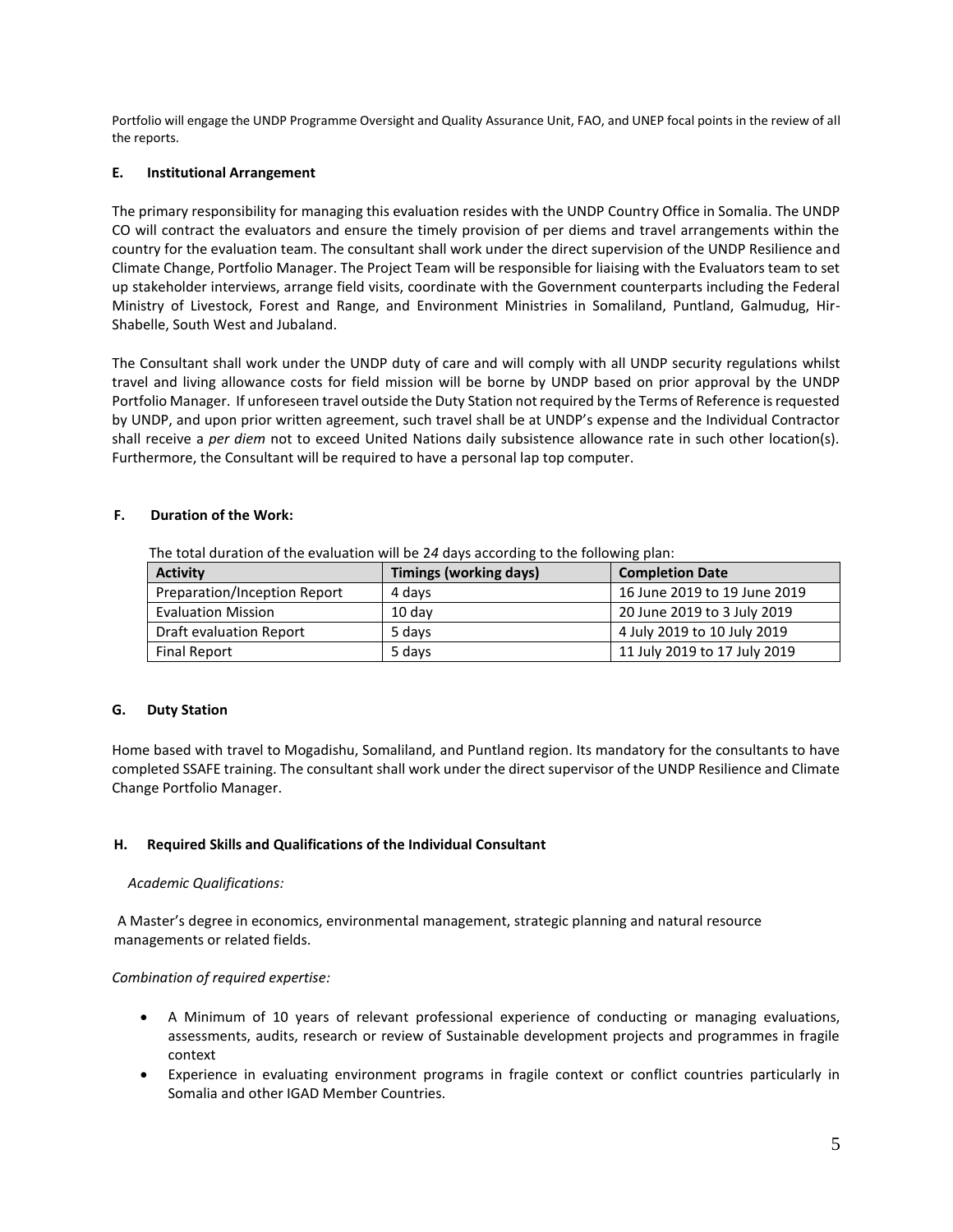Portfolio will engage the UNDP Programme Oversight and Quality Assurance Unit, FAO, and UNEP focal points in the review of all the reports.

### E. Institutional Arrangement

The primary responsibility for managing this evaluation resides with the UNDP Country Office in Somalia. The UNDP CO will contract the evaluators and ensure the timely provision of per diems and travel arrangements within the country for the evaluation team. The consultant shall work under the direct supervision of the UNDP Resilience and Climate Change, Portfolio Manager. The Project Team will be responsible for liaising with the Evaluators team to set up stakeholder interviews, arrange field visits, coordinate with the Government counterparts including the Federal Ministry of Livestock, Forest and Range, and Environment Ministries in Somaliland, Puntland, Galmudug, Hir-Shabelle, South West and Jubaland.

The Consultant shall work under the UNDP duty of care and will comply with all UNDP security regulations whilst travel and living allowance costs for field mission will be borne by UNDP based on prior approval by the UNDP Portfolio Manager. If unforeseen travel outside the Duty Station not required by the Terms of Reference is requested by UNDP, and upon prior written agreement, such travel shall be at UNDP's expense and the Individual Contractor shall receive a *per diem* not to exceed United Nations daily subsistence allowance rate in such other location(s). Furthermore, the Consultant will be required to have a personal lap top computer.

### F. Duration of the Work:

The total duration of the evaluation will be 24 days according to the following plan:

| Activity | Timings (working days) | Completion Date |
|---|---|---|
| Preparation/Inception Report | 4 days | 16 June 2019 to 19 June 2019 |
| Evaluation Mission | 10 day | 20 June 2019 to 3 July 2019 |
| Draft evaluation Report | 5 days | 4 July 2019 to 10 July 2019 |
| Final Report | 5 days | 11 July 2019 to 17 July 2019 |

### G. Duty Station

Home based with travel to Mogadishu, Somaliland, and Puntland region. Its mandatory for the consultants to have completed SSAFE training. The consultant shall work under the direct supervisor of the UNDP Resilience and Climate Change Portfolio Manager.

### H. Required Skills and Qualifications of the Individual Consultant

*Academic Qualifications:*

A Master's degree in economics, environmental management, strategic planning and natural resource managements or related fields.

*Combination of required expertise:*

- A Minimum of 10 years of relevant professional experience of conducting or managing evaluations, assessments, audits, research or review of Sustainable development projects and programmes in fragile context
- Experience in evaluating environment programs in fragile context or conflict countries particularly in Somalia and other IGAD Member Countries.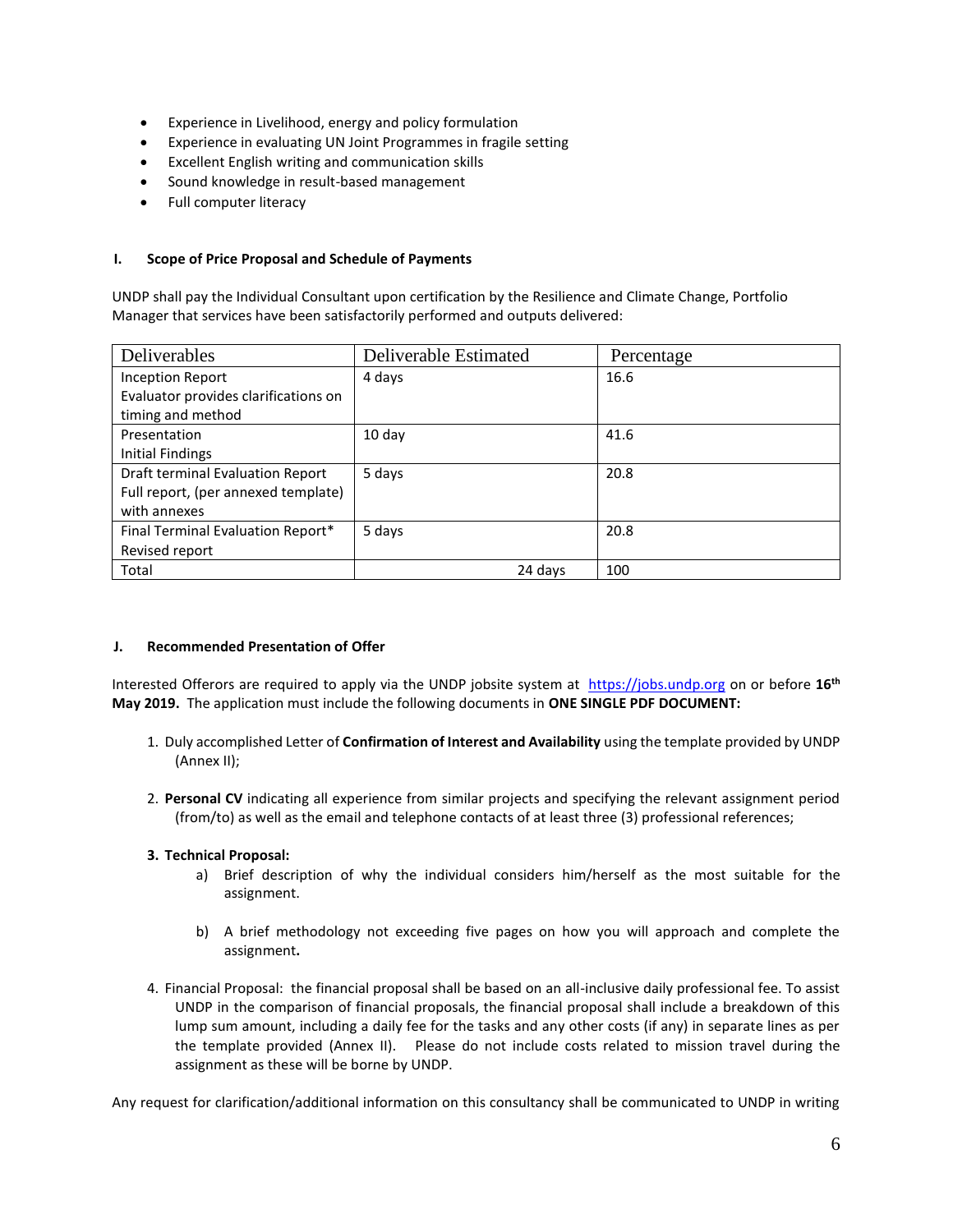- Experience in Livelihood, energy and policy formulation
- Experience in evaluating UN Joint Programmes in fragile setting
- Excellent English writing and communication skills
- Sound knowledge in result-based management
- Full computer literacy

#### I. Scope of Price Proposal and Schedule of Payments

UNDP shall pay the Individual Consultant upon certification by the Resilience and Climate Change, Portfolio Manager that services have been satisfactorily performed and outputs delivered:

| Deliverables | Deliverable Estimated | Percentage |
|---|---|---|
| Inception Report<br>Evaluator provides clarifications on timing and method | 4 days | 16.6 |
| Presentation<br>Initial Findings | 10 day | 41.6 |
| Draft terminal Evaluation Report<br>Full report, (per annexed template) with annexes | 5 days | 20.8 |
| Final Terminal Evaluation Report*<br>Revised report | 5 days | 20.8 |
| Total | 24 days | 100 |

#### J. Recommended Presentation of Offer

Interested Offerors are required to apply via the UNDP jobsite system at https://jobs.undp.org on or before **16th May 2019.** The application must include the following documents in **ONE SINGLE PDF DOCUMENT:**

1. Duly accomplished Letter of **Confirmation of Interest and Availability** using the template provided by UNDP (Annex II);

2. **Personal CV** indicating all experience from similar projects and specifying the relevant assignment period (from/to) as well as the email and telephone contacts of at least three (3) professional references;

3. **Technical Proposal:**
   a) Brief description of why the individual considers him/herself as the most suitable for the assignment.

   b) A brief methodology not exceeding five pages on how you will approach and complete the assignment**.**

4. Financial Proposal: the financial proposal shall be based on an all-inclusive daily professional fee. To assist UNDP in the comparison of financial proposals, the financial proposal shall include a breakdown of this lump sum amount, including a daily fee for the tasks and any other costs (if any) in separate lines as per the template provided (Annex II). Please do not include costs related to mission travel during the assignment as these will be borne by UNDP.

Any request for clarification/additional information on this consultancy shall be communicated to UNDP in writing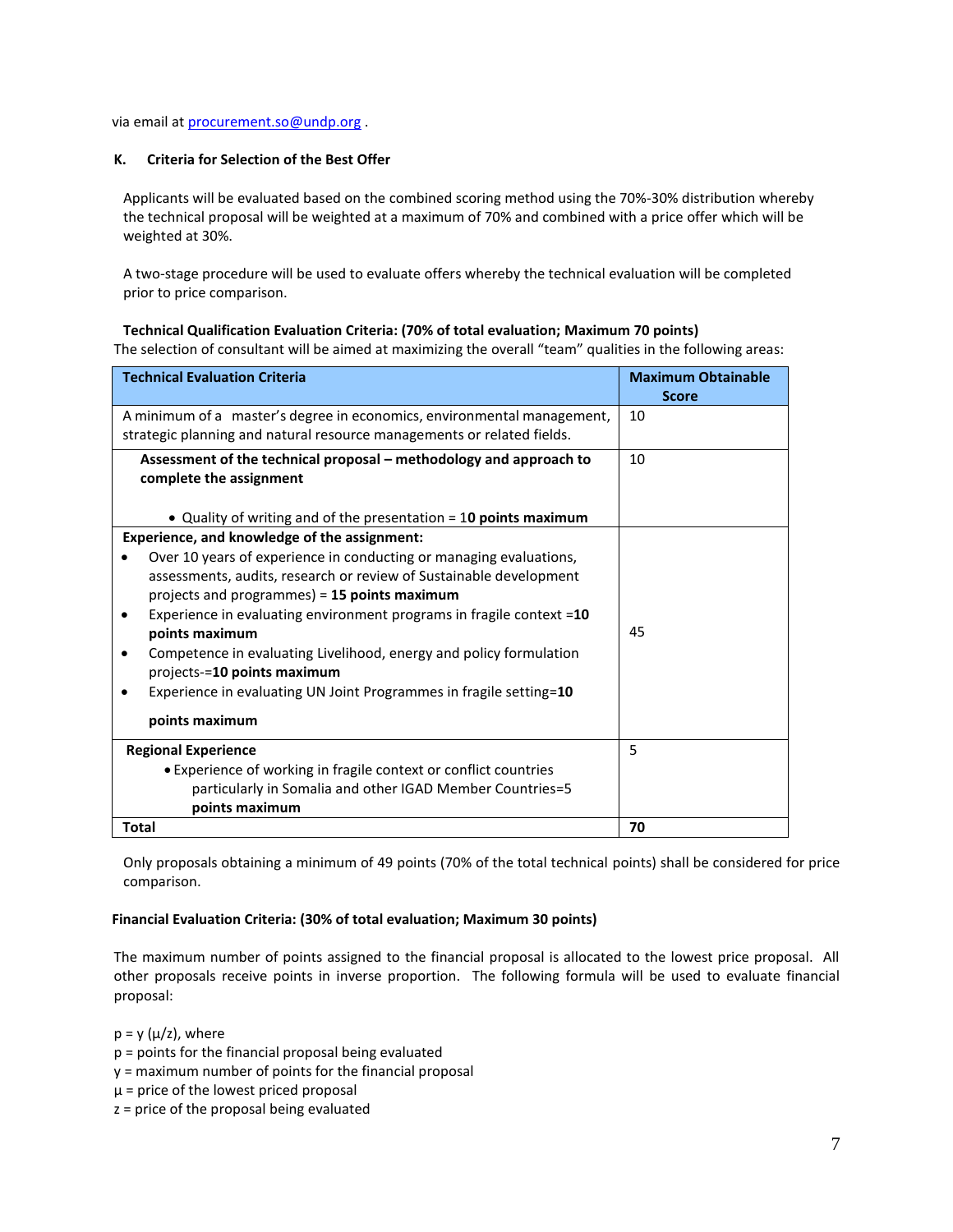via email at procurement.so@undp.org .

## K. Criteria for Selection of the Best Offer

Applicants will be evaluated based on the combined scoring method using the 70%-30% distribution whereby the technical proposal will be weighted at a maximum of 70% and combined with a price offer which will be weighted at 30%.

A two-stage procedure will be used to evaluate offers whereby the technical evaluation will be completed prior to price comparison.

**Technical Qualification Evaluation Criteria: (70% of total evaluation; Maximum 70 points)**

The selection of consultant will be aimed at maximizing the overall "team" qualities in the following areas:

| Technical Evaluation Criteria | Maximum Obtainable Score |
|---|---|
| A minimum of a master's degree in economics, environmental management, strategic planning and natural resource managements or related fields. | 10 |
| **Assessment of the technical proposal – methodology and approach to complete the assignment**<br>• Quality of writing and of the presentation = **10 points maximum** | 10 |
| **Experience, and knowledge of the assignment:**<br>• Over 10 years of experience in conducting or managing evaluations, assessments, audits, research or review of Sustainable development projects and programmes) = **15 points maximum**<br>• Experience in evaluating environment programs in fragile context =**10 points maximum**<br>• Competence in evaluating Livelihood, energy and policy formulation projects-=**10 points maximum**<br>• Experience in evaluating UN Joint Programmes in fragile setting=**10 points maximum** | 45 |
| **Regional Experience**<br>• Experience of working in fragile context or conflict countries particularly in Somalia and other IGAD Member Countries=5 **points maximum** | 5 |
| **Total** | **70** |

Only proposals obtaining a minimum of 49 points (70% of the total technical points) shall be considered for price comparison.

**Financial Evaluation Criteria: (30% of total evaluation; Maximum 30 points)**

The maximum number of points assigned to the financial proposal is allocated to the lowest price proposal. All other proposals receive points in inverse proportion. The following formula will be used to evaluate financial proposal:

$p = y (\mu/z)$, where

$p$ = points for the financial proposal being evaluated

$y$ = maximum number of points for the financial proposal

$\mu$ = price of the lowest priced proposal

$z$ = price of the proposal being evaluated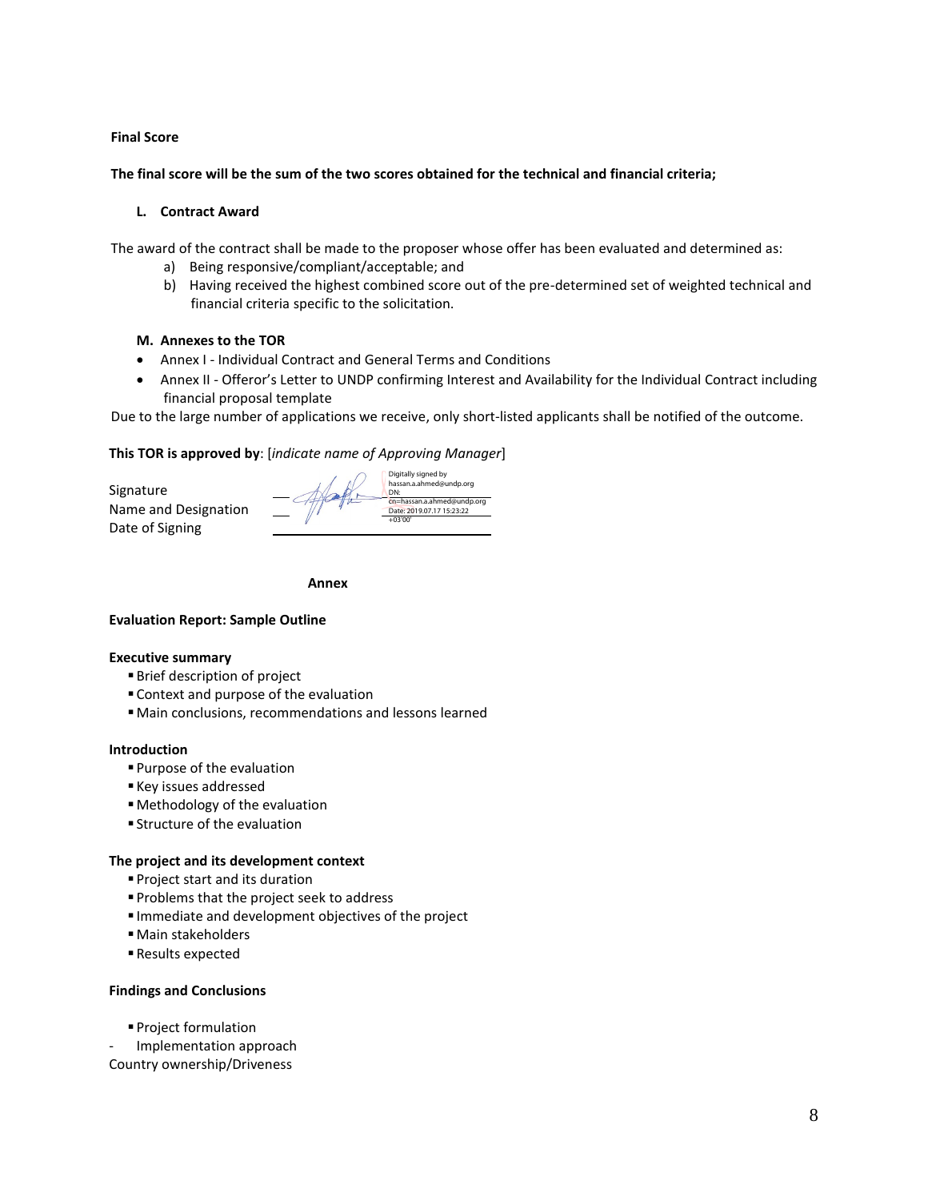**Final Score**

**The final score will be the sum of the two scores obtained for the technical and financial criteria;**

**L. Contract Award**

The award of the contract shall be made to the proposer whose offer has been evaluated and determined as:

a) Being responsive/compliant/acceptable; and
b) Having received the highest combined score out of the pre-determined set of weighted technical and financial criteria specific to the solicitation.

**M. Annexes to the TOR**

- Annex I - Individual Contract and General Terms and Conditions
- Annex II - Offeror's Letter to UNDP confirming Interest and Availability for the Individual Contract including financial proposal template

Due to the large number of applications we receive, only short-listed applicants shall be notified of the outcome.

**This TOR is approved by**: [*indicate name of Approving Manager*]

Signature
Name and Designation
Date of Signing

Digitally signed by hassan.a.ahmed@undp.org
DN: cn=hassan.a.ahmed@undp.org
Date: 2019.07.17 15:23:22 +03'00'

**Annex**

**Evaluation Report: Sample Outline**

**Executive summary**

- Brief description of project
- Context and purpose of the evaluation
- Main conclusions, recommendations and lessons learned

**Introduction**

- Purpose of the evaluation
- Key issues addressed
- Methodology of the evaluation
- Structure of the evaluation

**The project and its development context**

- Project start and its duration
- Problems that the project seek to address
- Immediate and development objectives of the project
- Main stakeholders
- Results expected

**Findings and Conclusions**

- Project formulation

- Implementation approach

Country ownership/Driveness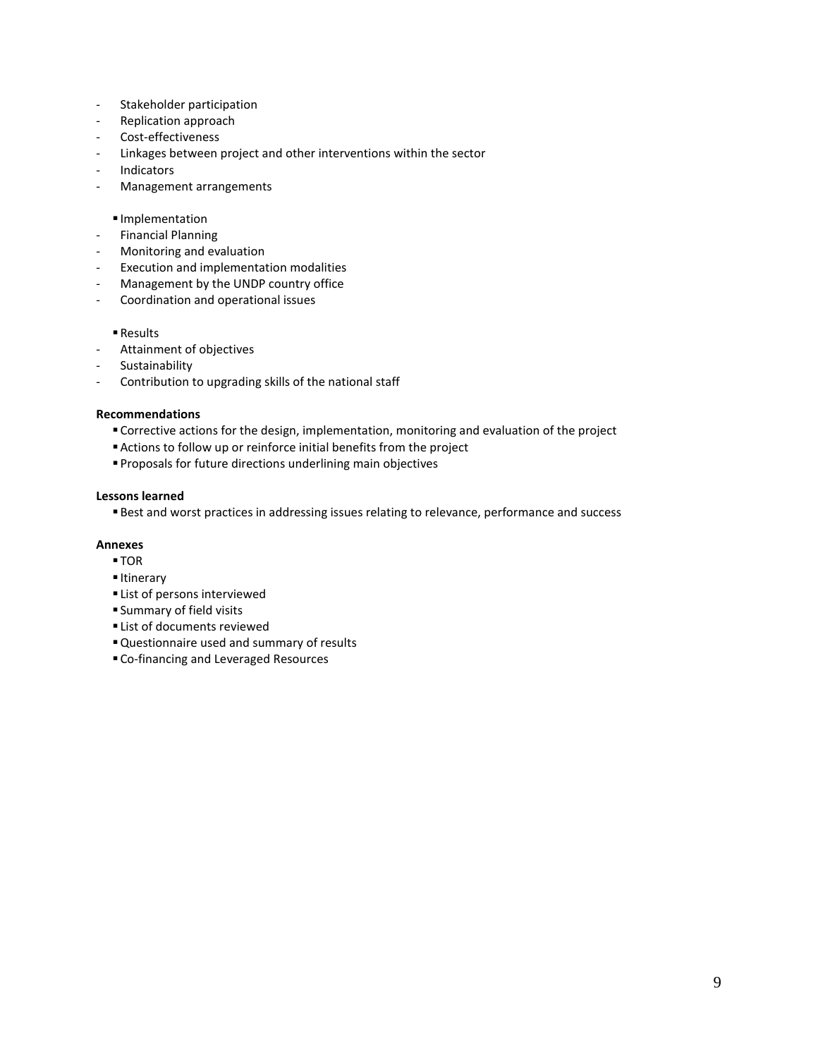- Stakeholder participation
- Replication approach
- Cost-effectiveness
- Linkages between project and other interventions within the sector
- Indicators
- Management arrangements

- Implementation
  - Financial Planning
  - Monitoring and evaluation
  - Execution and implementation modalities
  - Management by the UNDP country office
  - Coordination and operational issues

- Results
  - Attainment of objectives
  - Sustainability
  - Contribution to upgrading skills of the national staff

**Recommendations**

- Corrective actions for the design, implementation, monitoring and evaluation of the project
- Actions to follow up or reinforce initial benefits from the project
- Proposals for future directions underlining main objectives

**Lessons learned**

- Best and worst practices in addressing issues relating to relevance, performance and success

**Annexes**

- TOR
- Itinerary
- List of persons interviewed
- Summary of field visits
- List of documents reviewed
- Questionnaire used and summary of results
- Co-financing and Leveraged Resources